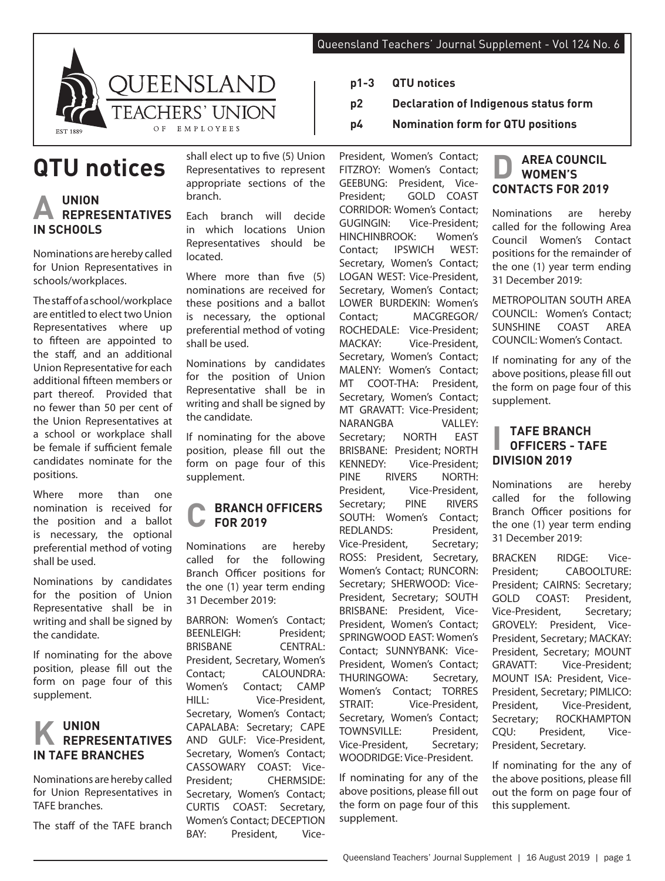QUEENSLAND TEACHERS' UNION OF EMPLOYEES

EST 1889

- **p1-3** **QTU notices**
- **p2** **Declaration of Indigenous status form**
- **p4** **Nomination form for QTU positions**

# QTU notices

## A UNION REPRESENTATIVES IN SCHOOLS

Nominations are hereby called for Union Representatives in schools/workplaces.

The staff of a school/workplace are entitled to elect two Union Representatives where up to fifteen are appointed to the staff, and an additional Union Representative for each additional fifteen members or part thereof. Provided that no fewer than 50 per cent of the Union Representatives at a school or workplace shall be female if sufficient female candidates nominate for the positions.

Where more than one nomination is received for the position and a ballot is necessary, the optional preferential method of voting shall be used.

Nominations by candidates for the position of Union Representative shall be in writing and shall be signed by the candidate.

If nominating for the above position, please fill out the form on page four of this supplement.

## K UNION REPRESENTATIVES IN TAFE BRANCHES

Nominations are hereby called for Union Representatives in TAFE branches.

The staff of the TAFE branch shall elect up to five (5) Union Representatives to represent appropriate sections of the branch.

Each branch will decide in which locations Union Representatives should be located.

Where more than five (5) nominations are received for these positions and a ballot is necessary, the optional preferential method of voting shall be used.

Nominations by candidates for the position of Union Representative shall be in writing and shall be signed by the candidate.

If nominating for the above position, please fill out the form on page four of this supplement.

## C BRANCH OFFICERS FOR 2019

Nominations are hereby called for the following Branch Officer positions for the one (1) year term ending 31 December 2019:

BARRON: Women's Contact; BEENLEIGH: President; BRISBANE CENTRAL: President, Secretary, Women's Contact; CALOUNDRA: Women's Contact; CAMP HILL: Vice-President, Secretary, Women's Contact; CAPALABA: Secretary; CAPE AND GULF: Vice-President, Secretary, Women's Contact; CASSOWARY COAST: Vice-President; CHERMSIDE: Secretary, Women's Contact; CURTIS COAST: Secretary, Women's Contact; DECEPTION BAY: President, Vice-President, Women's Contact; FITZROY: Women's Contact; GEEBUNG: President, Vice-President; GOLD COAST CORRIDOR: Women's Contact; GUGINGIN: Vice-President; HINCHINBROOK: Women's Contact; IPSWICH WEST: Secretary, Women's Contact; LOGAN WEST: Vice-President, Secretary, Women's Contact; LOWER BURDEKIN: Women's Contact; MACGREGOR/ ROCHEDALE: Vice-President; MACKAY: Vice-President, Secretary, Women's Contact; MALENY: Women's Contact; MT COOT-THA: President, Secretary, Women's Contact; MT GRAVATT: Vice-President; NARANGBA VALLEY: Secretary; NORTH EAST BRISBANE: President; NORTH KENNEDY: Vice-President; PINE RIVERS NORTH: President, Vice-President, Secretary; PINE RIVERS SOUTH: Women's Contact; REDLANDS: President, Vice-President, Secretary; ROSS: President, Secretary, Women's Contact; RUNCORN: Secretary; SHERWOOD: Vice-President, Secretary; SOUTH BRISBANE: President, Vice-President, Women's Contact; SPRINGWOOD EAST: Women's Contact; SUNNYBANK: Vice-President, Women's Contact; THURINGOWA: Secretary, Women's Contact; TORRES STRAIT: Vice-President, Secretary, Women's Contact; TOWNSVILLE: President, Vice-President, Secretary; WOODRIDGE: Vice-President.

If nominating for any of the above positions, please fill out the form on page four of this supplement.

## D AREA COUNCIL WOMEN'S CONTACTS FOR 2019

Nominations are hereby called for the following Area Council Women's Contact positions for the remainder of the one (1) year term ending 31 December 2019:

METROPOLITAN SOUTH AREA COUNCIL: Women's Contact; SUNSHINE COAST AREA COUNCIL: Women's Contact.

If nominating for any of the above positions, please fill out the form on page four of this supplement.

## I TAFE BRANCH OFFICERS - TAFE DIVISION 2019

Nominations are hereby called for the following Branch Officer positions for the one (1) year term ending 31 December 2019:

BRACKEN RIDGE: Vice-President; CABOOLTURE: President; CAIRNS: Secretary; GOLD COAST: President, Vice-President, Secretary; GROVELY: President, Vice-President, Secretary; MACKAY: President, Secretary; MOUNT GRAVATT: Vice-President; MOUNT ISA: President, Vice-President, Secretary; PIMLICO: President, Vice-President, Secretary; ROCKHAMPTON CQU: President, Vice-President, Secretary.

If nominating for the any of the above positions, please fill out the form on page four of this supplement.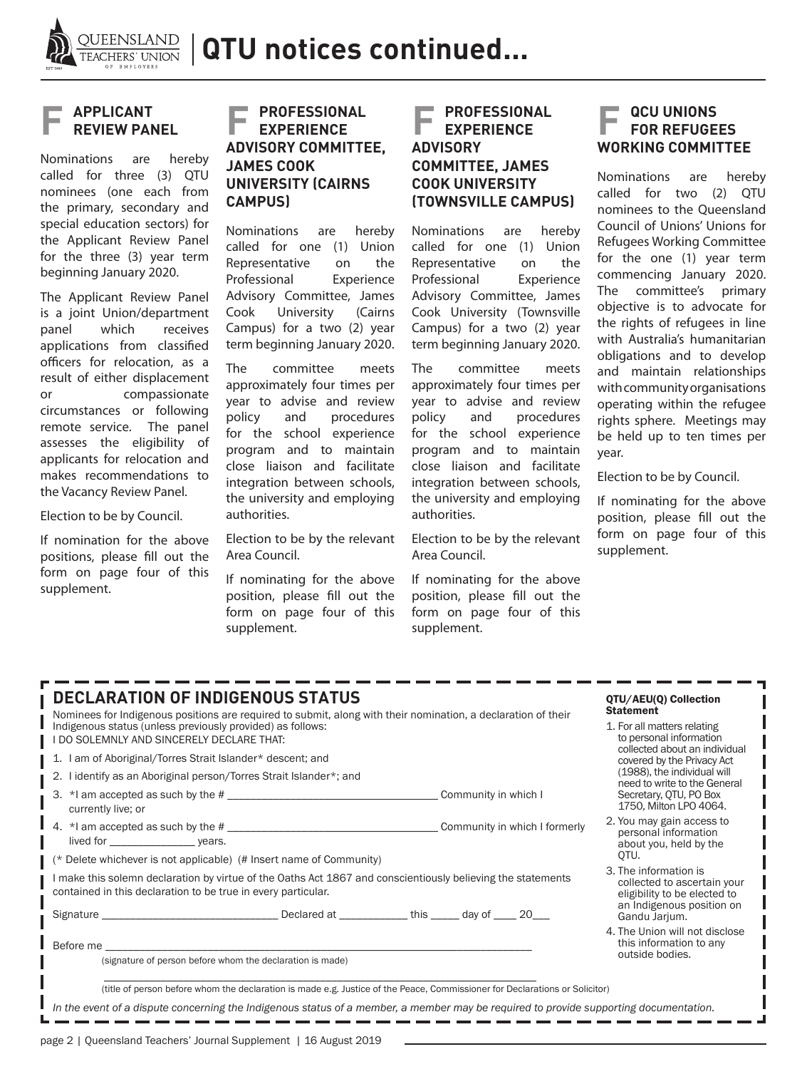# QTU notices continued...

## F APPLICANT REVIEW PANEL

Nominations are hereby called for three (3) QTU nominees (one each from the primary, secondary and special education sectors) for the Applicant Review Panel for the three (3) year term beginning January 2020.

The Applicant Review Panel is a joint Union/department panel which receives applications from classified officers for relocation, as a result of either displacement or compassionate circumstances or following remote service. The panel assesses the eligibility of applicants for relocation and makes recommendations to the Vacancy Review Panel.

Election to be by Council.

If nomination for the above positions, please fill out the form on page four of this supplement.

## F PROFESSIONAL EXPERIENCE ADVISORY COMMITTEE, JAMES COOK UNIVERSITY (CAIRNS CAMPUS)

Nominations are hereby called for one (1) Union Representative on the Professional Experience Advisory Committee, James Cook University (Cairns Campus) for a two (2) year term beginning January 2020.

The committee meets approximately four times per year to advise and review policy and procedures for the school experience program and to maintain close liaison and facilitate integration between schools, the university and employing authorities.

Election to be by the relevant Area Council.

If nominating for the above position, please fill out the form on page four of this supplement.

## F PROFESSIONAL EXPERIENCE ADVISORY COMMITTEE, JAMES COOK UNIVERSITY (TOWNSVILLE CAMPUS)

Nominations are hereby called for one (1) Union Representative on the Professional Experience Advisory Committee, James Cook University (Townsville Campus) for a two (2) year term beginning January 2020.

The committee meets approximately four times per year to advise and review policy and procedures for the school experience program and to maintain close liaison and facilitate integration between schools, the university and employing authorities.

Election to be by the relevant Area Council.

If nominating for the above position, please fill out the form on page four of this supplement.

## F QCU UNIONS FOR REFUGEES WORKING COMMITTEE

Nominations are hereby called for two (2) QTU nominees to the Queensland Council of Unions' Unions for Refugees Working Committee for the one (1) year term commencing January 2020. The committee's primary objective is to advocate for the rights of refugees in line with Australia's humanitarian obligations and to develop and maintain relationships with community organisations operating within the refugee rights sphere. Meetings may be held up to ten times per year.

Election to be by Council.

If nominating for the above position, please fill out the form on page four of this supplement.

## DECLARATION OF INDIGENOUS STATUS

Nominees for Indigenous positions are required to submit, along with their nomination, a declaration of their Indigenous status (unless previously provided) as follows:

I DO SOLEMNLY AND SINCERELY DECLARE THAT:

1. I am of Aboriginal/Torres Strait Islander* descent; and
2. I identify as an Aboriginal person/Torres Strait Islander*; and
3. *I am accepted as such by the # ______________________ Community in which I currently live; or
4. *I am accepted as such by the # ______________________ Community in which I formerly lived for ____________ years.

(* Delete whichever is not applicable) (# Insert name of Community)

I make this solemn declaration by virtue of the Oaths Act 1867 and conscientiously believing the statements contained in this declaration to be true in every particular.

Signature ______________________ Declared at ___________ this _____ day of ____ 20___

Before me ____________________________________________
(signature of person before whom the declaration is made)

____________________________________________
(title of person before whom the declaration is made e.g. Justice of the Peace, Commissioner for Declarations or Solicitor)

*In the event of a dispute concerning the Indigenous status of a member, a member may be required to provide supporting documentation.*

### QTU/AEU(Q) Collection Statement

1. For all matters relating to personal information collected about an individual covered by the Privacy Act (1988), the individual will need to write to the General Secretary, QTU, PO Box 1750, Milton LPO 4064.
2. You may gain access to personal information about you, held by the QTU.
3. The information is collected to ascertain your eligibility to be elected to an Indigenous position on Gandu Jarjum.
4. The Union will not disclose this information to any outside bodies.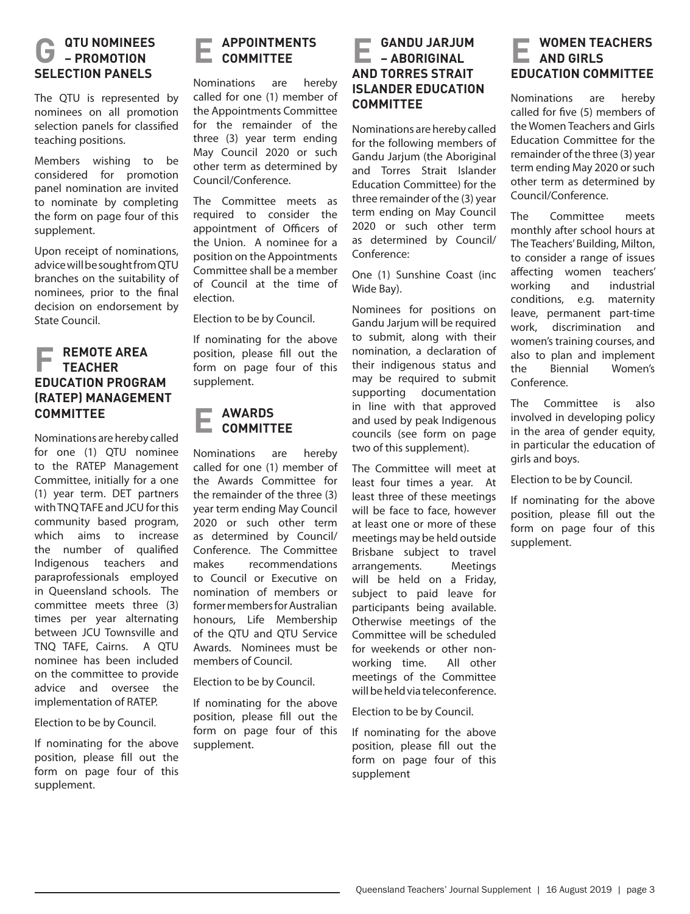## G QTU NOMINEES – PROMOTION SELECTION PANELS

The QTU is represented by nominees on all promotion selection panels for classified teaching positions.

Members wishing to be considered for promotion panel nomination are invited to nominate by completing the form on page four of this supplement.

Upon receipt of nominations, advice will be sought from QTU branches on the suitability of nominees, prior to the final decision on endorsement by State Council.

## F REMOTE AREA TEACHER EDUCATION PROGRAM (RATEP) MANAGEMENT COMMITTEE

Nominations are hereby called for one (1) QTU nominee to the RATEP Management Committee, initially for a one (1) year term. DET partners with TNQ TAFE and JCU for this community based program, which aims to increase the number of qualified Indigenous teachers and paraprofessionals employed in Queensland schools. The committee meets three (3) times per year alternating between JCU Townsville and TNQ TAFE, Cairns. A QTU nominee has been included on the committee to provide advice and oversee the implementation of RATEP.

Election to be by Council.

If nominating for the above position, please fill out the form on page four of this supplement.

## E APPOINTMENTS COMMITTEE

Nominations are hereby called for one (1) member of the Appointments Committee for the remainder of the three (3) year term ending May Council 2020 or such other term as determined by Council/Conference.

The Committee meets as required to consider the appointment of Officers of the Union. A nominee for a position on the Appointments Committee shall be a member of Council at the time of election.

Election to be by Council.

If nominating for the above position, please fill out the form on page four of this supplement.

## E AWARDS COMMITTEE

Nominations are hereby called for one (1) member of the Awards Committee for the remainder of the three (3) year term ending May Council 2020 or such other term as determined by Council/ Conference. The Committee makes recommendations to Council or Executive on nomination of members or former members for Australian honours, Life Membership of the QTU and QTU Service Awards. Nominees must be members of Council.

Election to be by Council.

If nominating for the above position, please fill out the form on page four of this supplement.

## E GANDU JARJUM – ABORIGINAL AND TORRES STRAIT ISLANDER EDUCATION COMMITTEE

Nominations are hereby called for the following members of Gandu Jarjum (the Aboriginal and Torres Strait Islander Education Committee) for the three remainder of the (3) year term ending on May Council 2020 or such other term as determined by Council/ Conference:

One (1) Sunshine Coast (inc Wide Bay).

Nominees for positions on Gandu Jarjum will be required to submit, along with their nomination, a declaration of their indigenous status and may be required to submit supporting documentation in line with that approved and used by peak Indigenous councils (see form on page two of this supplement).

The Committee will meet at least four times a year. At least three of these meetings will be face to face, however at least one or more of these meetings may be held outside Brisbane subject to travel arrangements. Meetings will be held on a Friday, subject to paid leave for participants being available. Otherwise meetings of the Committee will be scheduled for weekends or other non-working time. All other meetings of the Committee will be held via teleconference.

Election to be by Council.

If nominating for the above position, please fill out the form on page four of this supplement

## E WOMEN TEACHERS AND GIRLS EDUCATION COMMITTEE

Nominations are hereby called for five (5) members of the Women Teachers and Girls Education Committee for the remainder of the three (3) year term ending May 2020 or such other term as determined by Council/Conference.

The Committee meets monthly after school hours at The Teachers' Building, Milton, to consider a range of issues affecting women teachers' working and industrial conditions, e.g. maternity leave, permanent part-time work, discrimination and women's training courses, and also to plan and implement the Biennial Women's Conference.

The Committee is also involved in developing policy in the area of gender equity, in particular the education of girls and boys.

Election to be by Council.

If nominating for the above position, please fill out the form on page four of this supplement.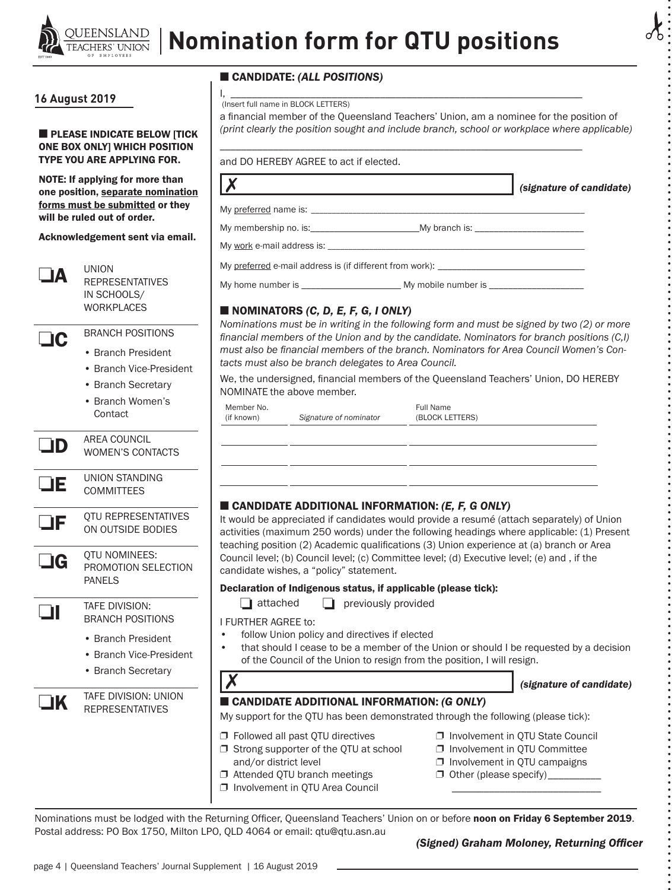# Nomination form for QTU positions

**16 August 2019**

■ **PLEASE INDICATE BELOW [TICK ONE BOX ONLY] WHICH POSITION TYPE YOU ARE APPLYING FOR.**

**NOTE: If applying for more than one position, separate nomination forms must be submitted or they will be ruled out of order.**

**Acknowledgement sent via email.**

- ❑ **A** UNION REPRESENTATIVES IN SCHOOLS/ WORKPLACES
- ❑ **C** BRANCH POSITIONS
  - Branch President
  - Branch Vice-President
  - Branch Secretary
  - Branch Women's Contact
- ❑ **D** AREA COUNCIL WOMEN'S CONTACTS
- ❑ **E** UNION STANDING COMMITTEES
- ❑ **F** QTU REPRESENTATIVES ON OUTSIDE BODIES
- ❑ **G** QTU NOMINEES: PROMOTION SELECTION PANELS
- ❑ **I** TAFE DIVISION: BRANCH POSITIONS
  - Branch President
  - Branch Vice-President
  - Branch Secretary
- ❑ **K** TAFE DIVISION: UNION REPRESENTATIVES

## ■ CANDIDATE: *(ALL POSITIONS)*

I, ______________________________________________________________
(Insert full name in BLOCK LETTERS)

a financial member of the Queensland Teachers' Union, am a nominee for the position of *(print clearly the position sought and include branch, school or workplace where applicable)*

______________________________________________________________

and DO HEREBY AGREE to act if elected.

✗ ______________________________ *(signature of candidate)*

My preferred name is: ______________________________

My membership no. is: ____________________ My branch is: ____________________

My work e-mail address is: ______________________________

My preferred e-mail address is (if different from work): ______________________________

My home number is ____________________ My mobile number is ____________________

## ■ NOMINATORS *(C, D, E, F, G, I ONLY)*

*Nominations must be in writing in the following form and must be signed by two (2) or more financial members of the Union and by the candidate. Nominators for branch positions (C,I) must also be financial members of the branch. Nominators for Area Council Women's Contacts must also be branch delegates to Area Council.*

We, the undersigned, financial members of the Queensland Teachers' Union, DO HEREBY NOMINATE the above member.

| Member No. (if known) | *Signature of nominator* | Full Name (BLOCK LETTERS) |
|---|---|---|
| | | |
| | | |
| | | |

## ■ CANDIDATE ADDITIONAL INFORMATION: *(E, F, G ONLY)*

It would be appreciated if candidates would provide a resumé (attach separately) of Union activities (maximum 250 words) under the following headings where applicable: (1) Present teaching position (2) Academic qualifications (3) Union experience at (a) branch or Area Council level; (b) Council level; (c) Committee level; (d) Executive level; (e) and , if the candidate wishes, a "policy" statement.

**Declaration of Indigenous status, if applicable (please tick):**

❑ attached ❑ previously provided

I FURTHER AGREE to:

- follow Union policy and directives if elected
- that should I cease to be a member of the Union or should I be requested by a decision of the Council of the Union to resign from the position, I will resign.

✗ ______________________________ *(signature of candidate)*

## ■ CANDIDATE ADDITIONAL INFORMATION: *(G ONLY)*

My support for the QTU has been demonstrated through the following (please tick):

- ❒ Followed all past QTU directives
- ❒ Strong supporter of the QTU at school and/or district level
- ❒ Attended QTU branch meetings
- ❒ Involvement in QTU Area Council
- ❒ Involvement in QTU State Council
- ❒ Involvement in QTU Committee
- ❒ Involvement in QTU campaigns
- ❒ Other (please specify) __________ ______________________________

Nominations must be lodged with the Returning Officer, Queensland Teachers' Union on or before **noon on Friday 6 September 2019**. Postal address: PO Box 1750, Milton LPO, QLD 4064 or email: qtu@qtu.asn.au

***(Signed) Graham Moloney, Returning Officer***